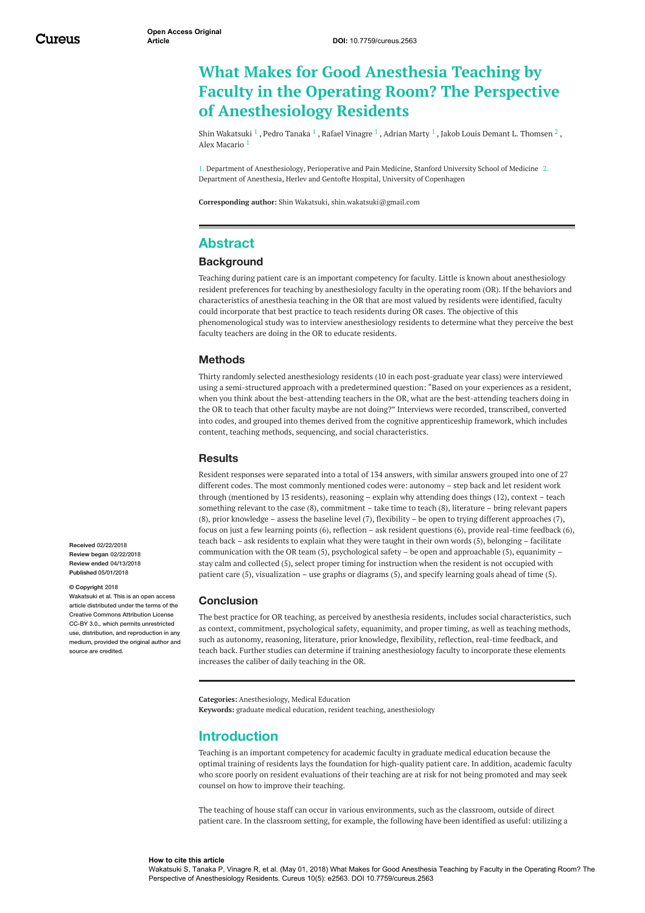Open Access Original Article

DOI: 10.7759/cureus.2563

# What Makes for Good Anesthesia Teaching by Faculty in the Operating Room? The Perspective of Anesthesiology Residents

Shin Wakatsuki [1] , Pedro Tanaka [1] , Rafael Vinagre [1] , Adrian Marty [1] , Jakob Louis Demant L. Thomsen [2] , Alex Macario [1]

1. Department of Anesthesiology, Perioperative and Pain Medicine, Stanford University School of Medicine 2. Department of Anesthesia, Herlev and Gentofte Hospital, University of Copenhagen

**Corresponding author:** Shin Wakatsuki, shin.wakatsuki@gmail.com

## Abstract

### Background

Teaching during patient care is an important competency for faculty. Little is known about anesthesiology resident preferences for teaching by anesthesiology faculty in the operating room (OR). If the behaviors and characteristics of anesthesia teaching in the OR that are most valued by residents were identified, faculty could incorporate that best practice to teach residents during OR cases. The objective of this phenomenological study was to interview anesthesiology residents to determine what they perceive the best faculty teachers are doing in the OR to educate residents.

### Methods

Thirty randomly selected anesthesiology residents (10 in each post-graduate year class) were interviewed using a semi-structured approach with a predetermined question: “Based on your experiences as a resident, when you think about the best-attending teachers in the OR, what are the best-attending teachers doing in the OR to teach that other faculty maybe are not doing?” Interviews were recorded, transcribed, converted into codes, and grouped into themes derived from the cognitive apprenticeship framework, which includes content, teaching methods, sequencing, and social characteristics.

### Results

Resident responses were separated into a total of 134 answers, with similar answers grouped into one of 27 different codes. The most commonly mentioned codes were: autonomy – step back and let resident work through (mentioned by 13 residents), reasoning – explain why attending does things (12), context – teach something relevant to the case (8), commitment – take time to teach (8), literature – bring relevant papers (8), prior knowledge – assess the baseline level (7), flexibility – be open to trying different approaches (7), focus on just a few learning points (6), reflection – ask resident questions (6), provide real-time feedback (6), teach back – ask residents to explain what they were taught in their own words (5), belonging – facilitate communication with the OR team (5), psychological safety – be open and approachable (5), equanimity – stay calm and collected (5), select proper timing for instruction when the resident is not occupied with patient care (5), visualization – use graphs or diagrams (5), and specify learning goals ahead of time (5).

### Conclusion

The best practice for OR teaching, as perceived by anesthesia residents, includes social characteristics, such as context, commitment, psychological safety, equanimity, and proper timing, as well as teaching methods, such as autonomy, reasoning, literature, prior knowledge, flexibility, reflection, real-time feedback, and teach back. Further studies can determine if training anesthesiology faculty to incorporate these elements increases the caliber of daily teaching in the OR.

**Received** 02/22/2018
**Review began** 02/22/2018
**Review ended** 04/13/2018
**Published** 05/01/2018

**© Copyright** 2018
Wakatsuki et al. This is an open access article distributed under the terms of the Creative Commons Attribution License CC-BY 3.0., which permits unrestricted use, distribution, and reproduction in any medium, provided the original author and source are credited.

**Categories:** Anesthesiology, Medical Education
**Keywords:** graduate medical education, resident teaching, anesthesiology

## Introduction

Teaching is an important competency for academic faculty in graduate medical education because the optimal training of residents lays the foundation for high-quality patient care. In addition, academic faculty who score poorly on resident evaluations of their teaching are at risk for not being promoted and may seek counsel on how to improve their teaching.

The teaching of house staff can occur in various environments, such as the classroom, outside of direct patient care. In the classroom setting, for example, the following have been identified as useful: utilizing a

**How to cite this article**
Wakatsuki S, Tanaka P, Vinagre R, et al. (May 01, 2018) What Makes for Good Anesthesia Teaching by Faculty in the Operating Room? The Perspective of Anesthesiology Residents. Cureus 10(5): e2563. DOI 10.7759/cureus.2563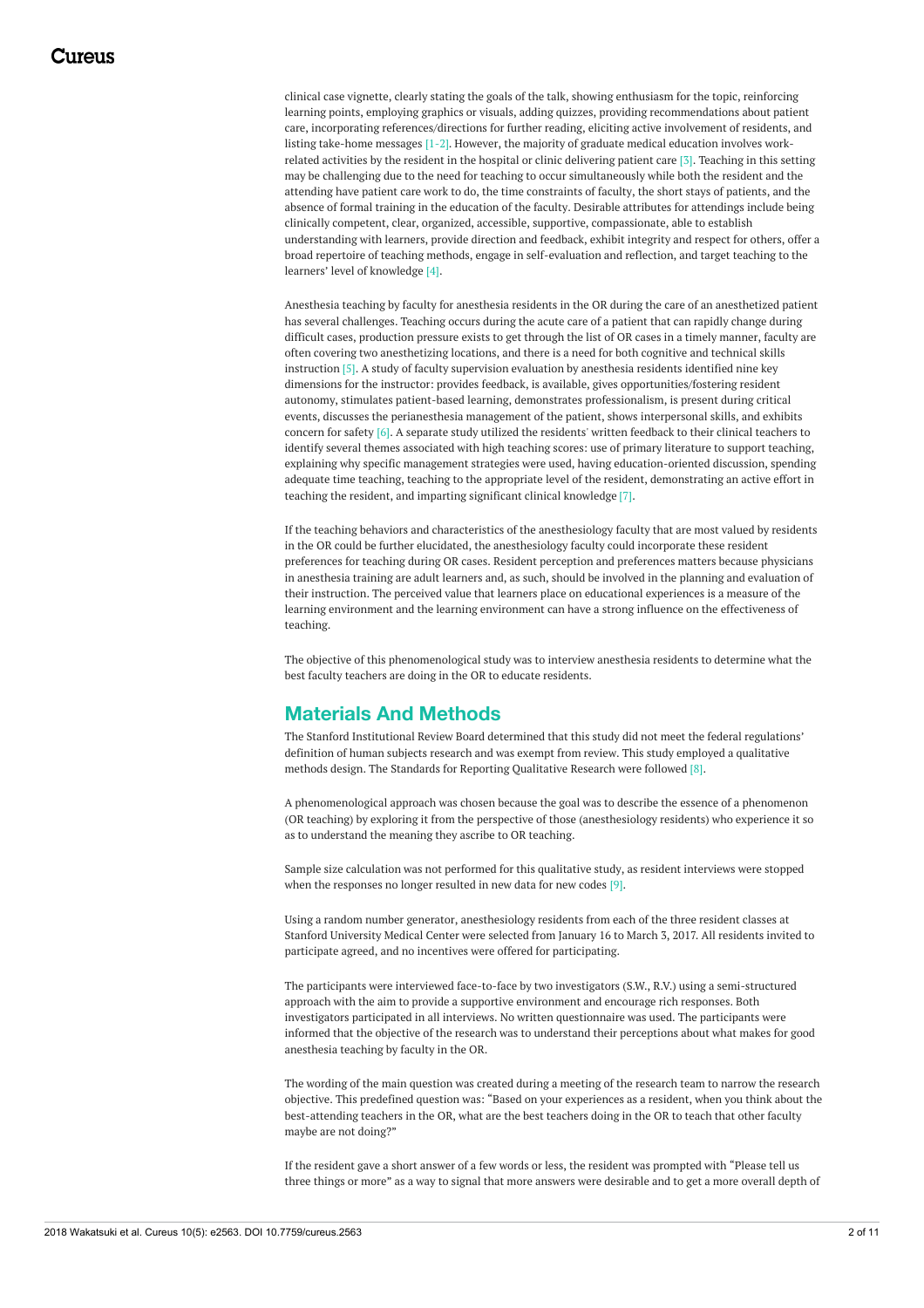clinical case vignette, clearly stating the goals of the talk, showing enthusiasm for the topic, reinforcing learning points, employing graphics or visuals, adding quizzes, providing recommendations about patient care, incorporating references/directions for further reading, eliciting active involvement of residents, and listing take-home messages [1-2]. However, the majority of graduate medical education involves work-related activities by the resident in the hospital or clinic delivering patient care [3]. Teaching in this setting may be challenging due to the need for teaching to occur simultaneously while both the resident and the attending have patient care work to do, the time constraints of faculty, the short stays of patients, and the absence of formal training in the education of the faculty. Desirable attributes for attendings include being clinically competent, clear, organized, accessible, supportive, compassionate, able to establish understanding with learners, provide direction and feedback, exhibit integrity and respect for others, offer a broad repertoire of teaching methods, engage in self-evaluation and reflection, and target teaching to the learners' level of knowledge [4].

Anesthesia teaching by faculty for anesthesia residents in the OR during the care of an anesthetized patient has several challenges. Teaching occurs during the acute care of a patient that can rapidly change during difficult cases, production pressure exists to get through the list of OR cases in a timely manner, faculty are often covering two anesthetizing locations, and there is a need for both cognitive and technical skills instruction [5]. A study of faculty supervision evaluation by anesthesia residents identified nine key dimensions for the instructor: provides feedback, is available, gives opportunities/fostering resident autonomy, stimulates patient-based learning, demonstrates professionalism, is present during critical events, discusses the perianesthesia management of the patient, shows interpersonal skills, and exhibits concern for safety [6]. A separate study utilized the residents' written feedback to their clinical teachers to identify several themes associated with high teaching scores: use of primary literature to support teaching, explaining why specific management strategies were used, having education-oriented discussion, spending adequate time teaching, teaching to the appropriate level of the resident, demonstrating an active effort in teaching the resident, and imparting significant clinical knowledge [7].

If the teaching behaviors and characteristics of the anesthesiology faculty that are most valued by residents in the OR could be further elucidated, the anesthesiology faculty could incorporate these resident preferences for teaching during OR cases. Resident perception and preferences matters because physicians in anesthesia training are adult learners and, as such, should be involved in the planning and evaluation of their instruction. The perceived value that learners place on educational experiences is a measure of the learning environment and the learning environment can have a strong influence on the effectiveness of teaching.

The objective of this phenomenological study was to interview anesthesia residents to determine what the best faculty teachers are doing in the OR to educate residents.

## Materials And Methods

The Stanford Institutional Review Board determined that this study did not meet the federal regulations' definition of human subjects research and was exempt from review. This study employed a qualitative methods design. The Standards for Reporting Qualitative Research were followed [8].

A phenomenological approach was chosen because the goal was to describe the essence of a phenomenon (OR teaching) by exploring it from the perspective of those (anesthesiology residents) who experience it so as to understand the meaning they ascribe to OR teaching.

Sample size calculation was not performed for this qualitative study, as resident interviews were stopped when the responses no longer resulted in new data for new codes [9].

Using a random number generator, anesthesiology residents from each of the three resident classes at Stanford University Medical Center were selected from January 16 to March 3, 2017. All residents invited to participate agreed, and no incentives were offered for participating.

The participants were interviewed face-to-face by two investigators (S.W., R.V.) using a semi-structured approach with the aim to provide a supportive environment and encourage rich responses. Both investigators participated in all interviews. No written questionnaire was used. The participants were informed that the objective of the research was to understand their perceptions about what makes for good anesthesia teaching by faculty in the OR.

The wording of the main question was created during a meeting of the research team to narrow the research objective. This predefined question was: "Based on your experiences as a resident, when you think about the best-attending teachers in the OR, what are the best teachers doing in the OR to teach that other faculty maybe are not doing?"

If the resident gave a short answer of a few words or less, the resident was prompted with "Please tell us three things or more" as a way to signal that more answers were desirable and to get a more overall depth of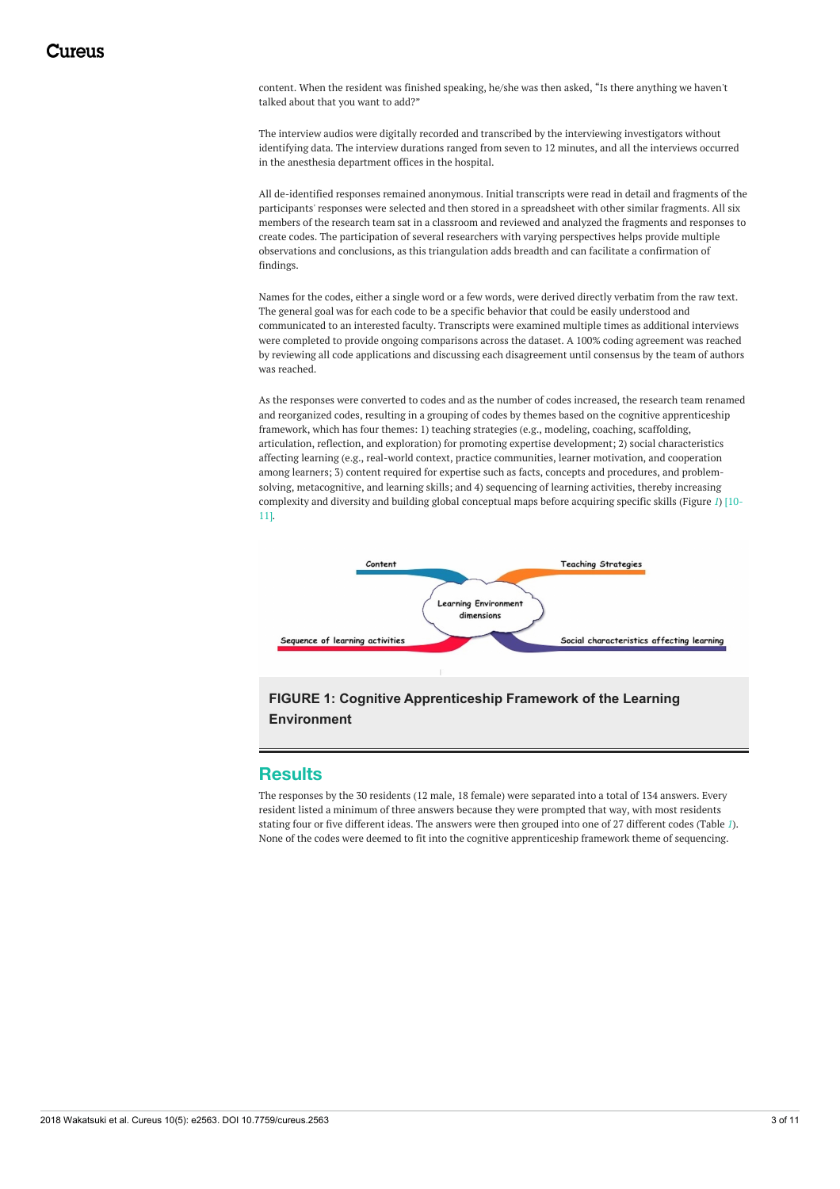content. When the resident was finished speaking, he/she was then asked, “Is there anything we haven't talked about that you want to add?”

The interview audios were digitally recorded and transcribed by the interviewing investigators without identifying data. The interview durations ranged from seven to 12 minutes, and all the interviews occurred in the anesthesia department offices in the hospital.

All de-identified responses remained anonymous. Initial transcripts were read in detail and fragments of the participants' responses were selected and then stored in a spreadsheet with other similar fragments. All six members of the research team sat in a classroom and reviewed and analyzed the fragments and responses to create codes. The participation of several researchers with varying perspectives helps provide multiple observations and conclusions, as this triangulation adds breadth and can facilitate a confirmation of findings.

Names for the codes, either a single word or a few words, were derived directly verbatim from the raw text. The general goal was for each code to be a specific behavior that could be easily understood and communicated to an interested faculty. Transcripts were examined multiple times as additional interviews were completed to provide ongoing comparisons across the dataset. A 100% coding agreement was reached by reviewing all code applications and discussing each disagreement until consensus by the team of authors was reached.

As the responses were converted to codes and as the number of codes increased, the research team renamed and reorganized codes, resulting in a grouping of codes by themes based on the cognitive apprenticeship framework, which has four themes: 1) teaching strategies (e.g., modeling, coaching, scaffolding, articulation, reflection, and exploration) for promoting expertise development; 2) social characteristics affecting learning (e.g., real-world context, practice communities, learner motivation, and cooperation among learners; 3) content required for expertise such as facts, concepts and procedures, and problem-solving, metacognitive, and learning skills; and 4) sequencing of learning activities, thereby increasing complexity and diversity and building global conceptual maps before acquiring specific skills (Figure 1) [10-11].

Content

Teaching Strategies

Learning Environment dimensions

Sequence of learning activities

Social characteristics affecting learning

**FIGURE 1: Cognitive Apprenticeship Framework of the Learning Environment**

## Results

The responses by the 30 residents (12 male, 18 female) were separated into a total of 134 answers. Every resident listed a minimum of three answers because they were prompted that way, with most residents stating four or five different ideas. The answers were then grouped into one of 27 different codes (Table 1). None of the codes were deemed to fit into the cognitive apprenticeship framework theme of sequencing.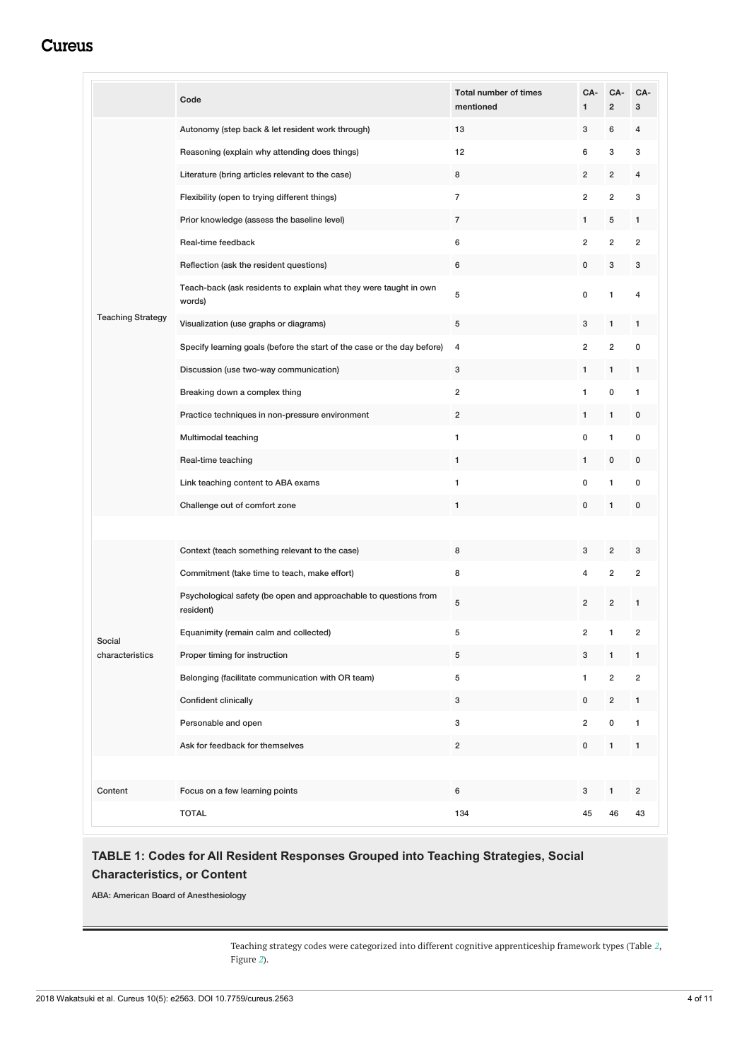|  | Code | Total number of times mentioned | CA-1 | CA-2 | CA-3 |
|---|---|---|---|---|---|
| Teaching Strategy | Autonomy (step back & let resident work through) | 13 | 3 | 6 | 4 |
|  | Reasoning (explain why attending does things) | 12 | 6 | 3 | 3 |
|  | Literature (bring articles relevant to the case) | 8 | 2 | 2 | 4 |
|  | Flexibility (open to trying different things) | 7 | 2 | 2 | 3 |
|  | Prior knowledge (assess the baseline level) | 7 | 1 | 5 | 1 |
|  | Real-time feedback | 6 | 2 | 2 | 2 |
|  | Reflection (ask the resident questions) | 6 | 0 | 3 | 3 |
|  | Teach-back (ask residents to explain what they were taught in own words) | 5 | 0 | 1 | 4 |
|  | Visualization (use graphs or diagrams) | 5 | 3 | 1 | 1 |
|  | Specify learning goals (before the start of the case or the day before) | 4 | 2 | 2 | 0 |
|  | Discussion (use two-way communication) | 3 | 1 | 1 | 1 |
|  | Breaking down a complex thing | 2 | 1 | 0 | 1 |
|  | Practice techniques in non-pressure environment | 2 | 1 | 1 | 0 |
|  | Multimodal teaching | 1 | 0 | 1 | 0 |
|  | Real-time teaching | 1 | 1 | 0 | 0 |
|  | Link teaching content to ABA exams | 1 | 0 | 1 | 0 |
|  | Challenge out of comfort zone | 1 | 0 | 1 | 0 |
|  |  |  |  |  |  |
| Social characteristics | Context (teach something relevant to the case) | 8 | 3 | 2 | 3 |
|  | Commitment (take time to teach, make effort) | 8 | 4 | 2 | 2 |
|  | Psychological safety (be open and approachable to questions from resident) | 5 | 2 | 2 | 1 |
|  | Equanimity (remain calm and collected) | 5 | 2 | 1 | 2 |
|  | Proper timing for instruction | 5 | 3 | 1 | 1 |
|  | Belonging (facilitate communication with OR team) | 5 | 1 | 2 | 2 |
|  | Confident clinically | 3 | 0 | 2 | 1 |
|  | Personable and open | 3 | 2 | 0 | 1 |
|  | Ask for feedback for themselves | 2 | 0 | 1 | 1 |
|  |  |  |  |  |  |
| Content | Focus on a few learning points | 6 | 3 | 1 | 2 |
|  | TOTAL | 134 | 45 | 46 | 43 |

**TABLE 1: Codes for All Resident Responses Grouped into Teaching Strategies, Social Characteristics, or Content**

ABA: American Board of Anesthesiology

Teaching strategy codes were categorized into different cognitive apprenticeship framework types (Table 2, Figure 2).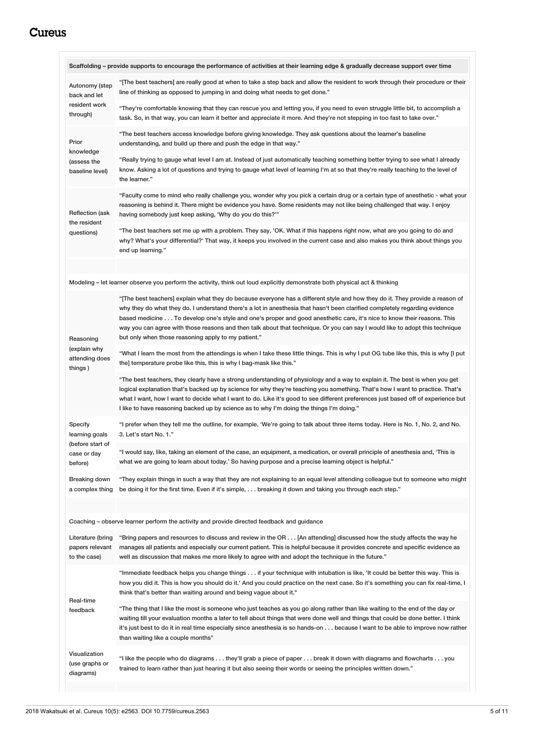| | |
|---|---|
| **Scaffolding – provide supports to encourage the performance of activities at their learning edge & gradually decrease support over time** | |
| Autonomy (step back and let resident work through) | "[The best teachers] are really good at when to take a step back and allow the resident to work through their procedure or their line of thinking as opposed to jumping in and doing what needs to get done." |
| | "They're comfortable knowing that they can rescue you and letting you, if you need to even struggle little bit, to accomplish a task. So, in that way, you can learn it better and appreciate it more. And they're not stepping in too fast to take over." |
| Prior knowledge (assess the baseline level) | "The best teachers access knowledge before giving knowledge. They ask questions about the learner's baseline understanding, and build up there and push the edge in that way." |
| | "Really trying to gauge what level I am at. Instead of just automatically teaching something better trying to see what I already know. Asking a lot of questions and trying to gauge what level of learning I'm at so that they're really teaching to the level of the learner." |
| Reflection (ask the resident questions) | "Faculty come to mind who really challenge you, wonder why you pick a certain drug or a certain type of anesthetic - what your reasoning is behind it. There might be evidence you have. Some residents may not like being challenged that way. I enjoy having somebody just keep asking, 'Why do you do this?'" |
| | "The best teachers set me up with a problem. They say, 'OK. What if this happens right now, what are you going to do and why? What's your differential?' That way, it keeps you involved in the current case and also makes you think about things you end up learning." |
| | |
| Modeling – let learner observe you perform the activity, think out loud explicitly demonstrate both physical act & thinking | |
| Reasoning (explain why attending does things ) | "[The best teachers] explain what they do because everyone has a different style and how they do it. They provide a reason of why they do what they do. I understand there's a lot in anesthesia that hasn't been clarified completely regarding evidence based medicine . . . To develop one's style and one's proper and good anesthetic care, it's nice to know their reasons. This way you can agree with those reasons and then talk about that technique. Or you can say I would like to adopt this technique but only when those reasoning apply to my patient." |
| | "What I learn the most from the attendings is when I take these little things. This is why I put OG tube like this, this is why [I put the] temperature probe like this, this is why I bag-mask like this." |
| | "The best teachers, they clearly have a strong understanding of physiology and a way to explain it. The best is when you get logical explanation that's backed up by science for why they're teaching you something. That's how I want to practice. That's what I want, how I want to decide what I want to do. Like it's good to see different preferences just based off of experience but I like to have reasoning backed up by science as to why I'm doing the things I'm doing." |
| Specify learning goals (before start of case or day before) | "I prefer when they tell me the outline, for example, 'We're going to talk about three items today. Here is No. 1, No. 2, and No. 3. Let's start No. 1.'" |
| | "I would say, like, taking an element of the case, an equipment, a medication, or overall principle of anesthesia and, 'This is what we are going to learn about today.' So having purpose and a precise learning object is helpful." |
| Breaking down a complex thing | "They explain things in such a way that they are not explaining to an equal level attending colleague but to someone who might be doing it for the first time. Even if it's simple, . . . breaking it down and taking you through each step." |
| | |
| Coaching – observe learner perform the activity and provide directed feedback and guidance | |
| Literature (bring papers relevant to the case) | "Bring papers and resources to discuss and review in the OR . . . [An attending] discussed how the study affects the way he manages all patients and especially our current patient. This is helpful because it provides concrete and specific evidence as well as discussion that makes me more likely to agree with and adopt the technique in the future." |
| Real-time feedback | "Immediate feedback helps you change things . . . if your technique with intubation is like, 'It could be better this way. This is how you did it. This is how you should do it.' And you could practice on the next case. So it's something you can fix real-time, I think that's better than waiting around and being vague about it." |
| | "The thing that I like the most is someone who just teaches as you go along rather than like waiting to the end of the day or waiting till your evaluation months a later to tell about things that were done well and things that could be done better. I think it's just best to do it in real time especially since anesthesia is so hands-on . . . because I want to be able to improve now rather than waiting like a couple months" |
| Visualization (use graphs or diagrams) | "I like the people who do diagrams . . . they'll grab a piece of paper . . . break it down with diagrams and flowcharts . . . you trained to learn rather than just hearing it but also seeing their words or seeing the principles written down." |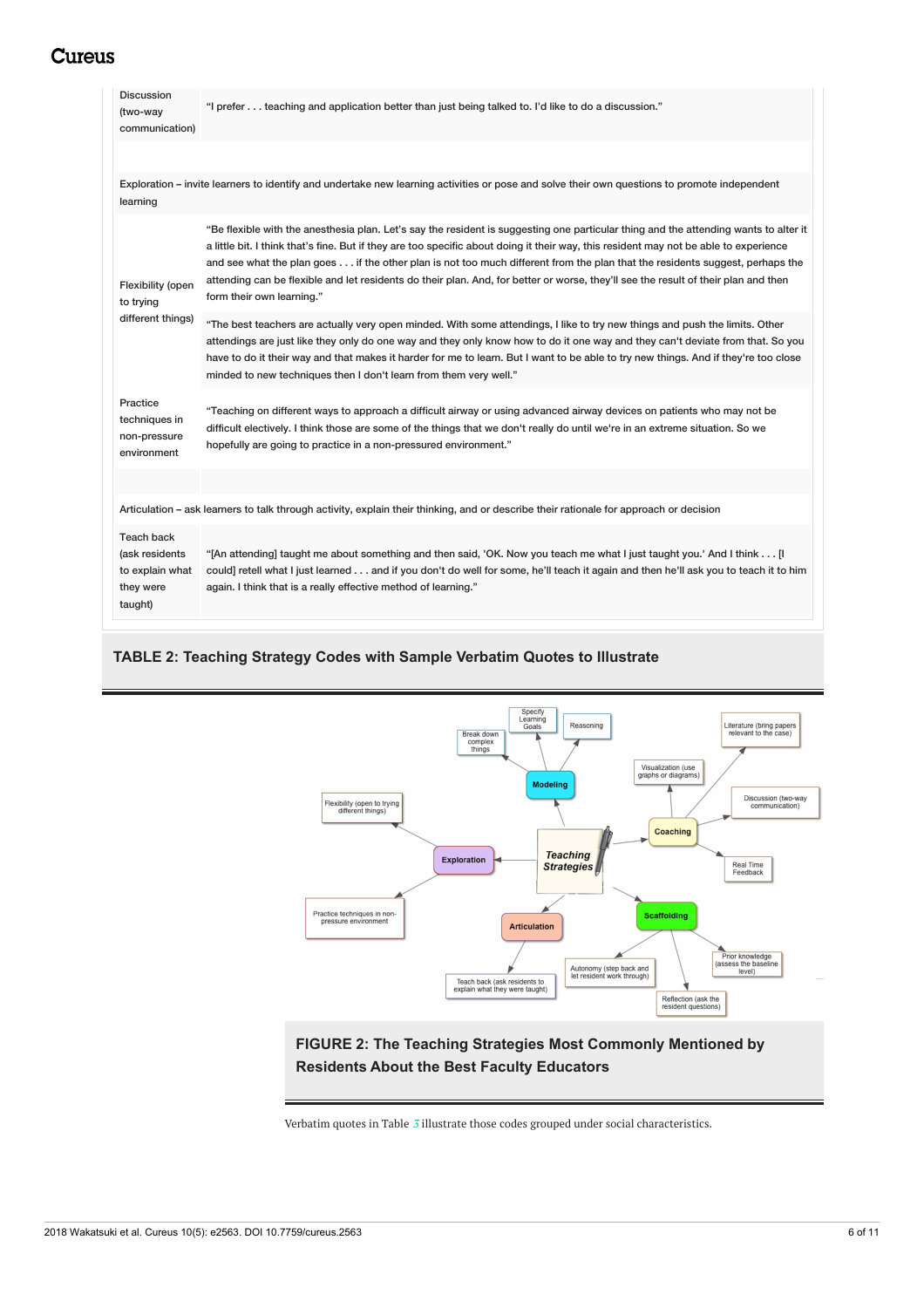| | |
|---|---|
| Discussion (two-way communication) | "I prefer . . . teaching and application better than just being talked to. I'd like to do a discussion." |
| | |
| Exploration – invite learners to identify and undertake new learning activities or pose and solve their own questions to promote independent learning | |
| Flexibility (open to trying different things) | "Be flexible with the anesthesia plan. Let's say the resident is suggesting one particular thing and the attending wants to alter it a little bit. I think that's fine. But if they are too specific about doing it their way, this resident may not be able to experience and see what the plan goes . . . if the other plan is not too much different from the plan that the residents suggest, perhaps the attending can be flexible and let residents do their plan. And, for better or worse, they'll see the result of their plan and then form their own learning." |
| | "The best teachers are actually very open minded. With some attendings, I like to try new things and push the limits. Other attendings are just like they only do one way and they only know how to do it one way and they can't deviate from that. So you have to do it their way and that makes it harder for me to learn. But I want to be able to try new things. And if they're too close minded to new techniques then I don't learn from them very well." |
| Practice techniques in non-pressure environment | "Teaching on different ways to approach a difficult airway or using advanced airway devices on patients who may not be difficult electively. I think those are some of the things that we don't really do until we're in an extreme situation. So we hopefully are going to practice in a non-pressured environment." |
| | |
| Articulation – ask learners to talk through activity, explain their thinking, and or describe their rationale for approach or decision | |
| Teach back (ask residents to explain what they were taught) | "[An attending] taught me about something and then said, 'OK. Now you teach me what I just taught you.' And I think . . . [I could] retell what I just learned . . . and if you don't do well for some, he'll teach it again and then he'll ask you to teach it to him again. I think that is a really effective method of learning." |

**TABLE 2: Teaching Strategy Codes with Sample Verbatim Quotes to Illustrate**

**FIGURE 2: The Teaching Strategies Most Commonly Mentioned by Residents About the Best Faculty Educators**

Verbatim quotes in Table 3 illustrate those codes grouped under social characteristics.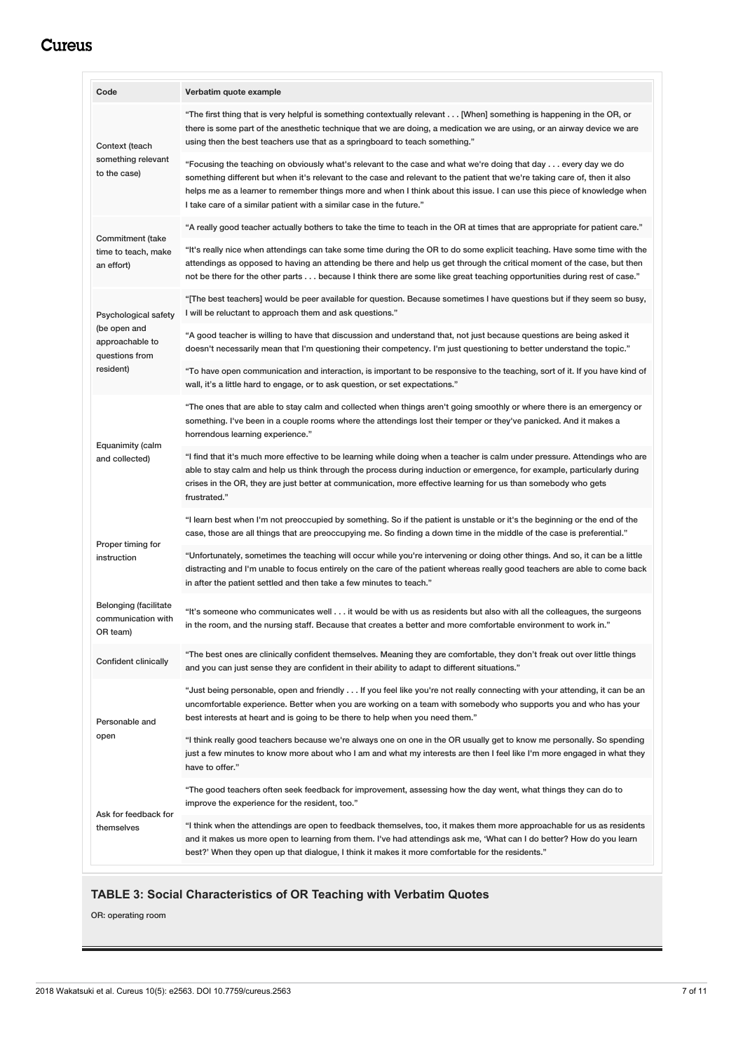| Code | Verbatim quote example |
| --- | --- |
| Context (teach something relevant to the case) | "The first thing that is very helpful is something contextually relevant . . . [When] something is happening in the OR, or there is some part of the anesthetic technique that we are doing, a medication we are using, or an airway device we are using then the best teachers use that as a springboard to teach something." |
| | "Focusing the teaching on obviously what's relevant to the case and what we're doing that day . . . every day we do something different but when it's relevant to the case and relevant to the patient that we're taking care of, then it also helps me as a learner to remember things more and when I think about this issue. I can use this piece of knowledge when I take care of a similar patient with a similar case in the future." |
| Commitment (take time to teach, make an effort) | "A really good teacher actually bothers to take the time to teach in the OR at times that are appropriate for patient care." |
| | "It's really nice when attendings can take some time during the OR to do some explicit teaching. Have some time with the attendings as opposed to having an attending be there and help us get through the critical moment of the case, but then not be there for the other parts . . . because I think there are some like great teaching opportunities during rest of case." |
| Psychological safety (be open and approachable to questions from resident) | "[The best teachers] would be peer available for question. Because sometimes I have questions but if they seem so busy, I will be reluctant to approach them and ask questions." |
| | "A good teacher is willing to have that discussion and understand that, not just because questions are being asked it doesn't necessarily mean that I'm questioning their competency. I'm just questioning to better understand the topic." |
| | "To have open communication and interaction, is important to be responsive to the teaching, sort of it. If you have kind of wall, it's a little hard to engage, or to ask question, or set expectations." |
| Equanimity (calm and collected) | "The ones that are able to stay calm and collected when things aren't going smoothly or where there is an emergency or something. I've been in a couple rooms where the attendings lost their temper or they've panicked. And it makes a horrendous learning experience." |
| | "I find that it's much more effective to be learning while doing when a teacher is calm under pressure. Attendings who are able to stay calm and help us think through the process during induction or emergence, for example, particularly during crises in the OR, they are just better at communication, more effective learning for us than somebody who gets frustrated." |
| Proper timing for instruction | "I learn best when I'm not preoccupied by something. So if the patient is unstable or it's the beginning or the end of the case, those are all things that are preoccupying me. So finding a down time in the middle of the case is preferential." |
| | "Unfortunately, sometimes the teaching will occur while you're intervening or doing other things. And so, it can be a little distracting and I'm unable to focus entirely on the care of the patient whereas really good teachers are able to come back in after the patient settled and then take a few minutes to teach." |
| Belonging (facilitate communication with OR team) | "It's someone who communicates well . . . it would be with us as residents but also with all the colleagues, the surgeons in the room, and the nursing staff. Because that creates a better and more comfortable environment to work in." |
| Confident clinically | "The best ones are clinically confident themselves. Meaning they are comfortable, they don't freak out over little things and you can just sense they are confident in their ability to adapt to different situations." |
| Personable and open | "Just being personable, open and friendly . . . If you feel like you're not really connecting with your attending, it can be an uncomfortable experience. Better when you are working on a team with somebody who supports you and who has your best interests at heart and is going to be there to help when you need them." |
| | "I think really good teachers because we're always one on one in the OR usually get to know me personally. So spending just a few minutes to know more about who I am and what my interests are then I feel like I'm more engaged in what they have to offer." |
| Ask for feedback for themselves | "The good teachers often seek feedback for improvement, assessing how the day went, what things they can do to improve the experience for the resident, too." |
| | "I think when the attendings are open to feedback themselves, too, it makes them more approachable for us as residents and it makes us more open to learning from them. I've had attendings ask me, 'What can I do better? How do you learn best?' When they open up that dialogue, I think it makes it more comfortable for the residents." |

**TABLE 3: Social Characteristics of OR Teaching with Verbatim Quotes**

OR: operating room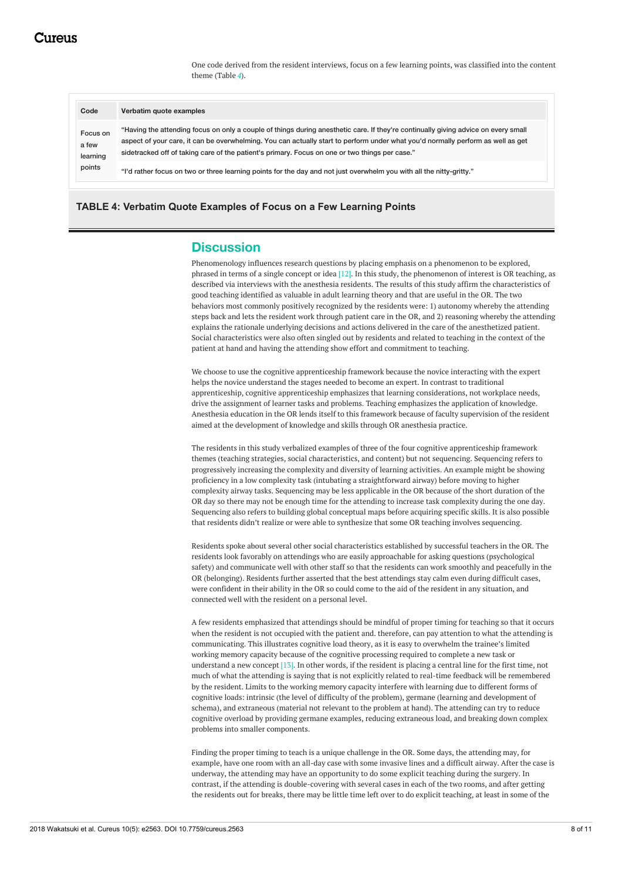One code derived from the resident interviews, focus on a few learning points, was classified into the content theme (Table 4).

| Code | Verbatim quote examples |
| --- | --- |
| Focus on a few learning points | "Having the attending focus on only a couple of things during anesthetic care. If they're continually giving advice on every small aspect of your care, it can be overwhelming. You can actually start to perform under what you'd normally perform as well as get sidetracked off of taking care of the patient's primary. Focus on one or two things per case." |
| | "I'd rather focus on two or three learning points for the day and not just overwhelm you with all the nitty-gritty." |

**TABLE 4: Verbatim Quote Examples of Focus on a Few Learning Points**

## Discussion

Phenomenology influences research questions by placing emphasis on a phenomenon to be explored, phrased in terms of a single concept or idea [12]. In this study, the phenomenon of interest is OR teaching, as described via interviews with the anesthesia residents. The results of this study affirm the characteristics of good teaching identified as valuable in adult learning theory and that are useful in the OR. The two behaviors most commonly positively recognized by the residents were: 1) autonomy whereby the attending steps back and lets the resident work through patient care in the OR, and 2) reasoning whereby the attending explains the rationale underlying decisions and actions delivered in the care of the anesthetized patient. Social characteristics were also often singled out by residents and related to teaching in the context of the patient at hand and having the attending show effort and commitment to teaching.

We choose to use the cognitive apprenticeship framework because the novice interacting with the expert helps the novice understand the stages needed to become an expert. In contrast to traditional apprenticeship, cognitive apprenticeship emphasizes that learning considerations, not workplace needs, drive the assignment of learner tasks and problems. Teaching emphasizes the application of knowledge. Anesthesia education in the OR lends itself to this framework because of faculty supervision of the resident aimed at the development of knowledge and skills through OR anesthesia practice.

The residents in this study verbalized examples of three of the four cognitive apprenticeship framework themes (teaching strategies, social characteristics, and content) but not sequencing. Sequencing refers to progressively increasing the complexity and diversity of learning activities. An example might be showing proficiency in a low complexity task (intubating a straightforward airway) before moving to higher complexity airway tasks. Sequencing may be less applicable in the OR because of the short duration of the OR day so there may not be enough time for the attending to increase task complexity during the one day. Sequencing also refers to building global conceptual maps before acquiring specific skills. It is also possible that residents didn't realize or were able to synthesize that some OR teaching involves sequencing.

Residents spoke about several other social characteristics established by successful teachers in the OR. The residents look favorably on attendings who are easily approachable for asking questions (psychological safety) and communicate well with other staff so that the residents can work smoothly and peacefully in the OR (belonging). Residents further asserted that the best attendings stay calm even during difficult cases, were confident in their ability in the OR so could come to the aid of the resident in any situation, and connected well with the resident on a personal level.

A few residents emphasized that attendings should be mindful of proper timing for teaching so that it occurs when the resident is not occupied with the patient and. therefore, can pay attention to what the attending is communicating. This illustrates cognitive load theory, as it is easy to overwhelm the trainee's limited working memory capacity because of the cognitive processing required to complete a new task or understand a new concept [13]. In other words, if the resident is placing a central line for the first time, not much of what the attending is saying that is not explicitly related to real-time feedback will be remembered by the resident. Limits to the working memory capacity interfere with learning due to different forms of cognitive loads: intrinsic (the level of difficulty of the problem), germane (learning and development of schema), and extraneous (material not relevant to the problem at hand). The attending can try to reduce cognitive overload by providing germane examples, reducing extraneous load, and breaking down complex problems into smaller components.

Finding the proper timing to teach is a unique challenge in the OR. Some days, the attending may, for example, have one room with an all-day case with some invasive lines and a difficult airway. After the case is underway, the attending may have an opportunity to do some explicit teaching during the surgery. In contrast, if the attending is double-covering with several cases in each of the two rooms, and after getting the residents out for breaks, there may be little time left over to do explicit teaching, at least in some of the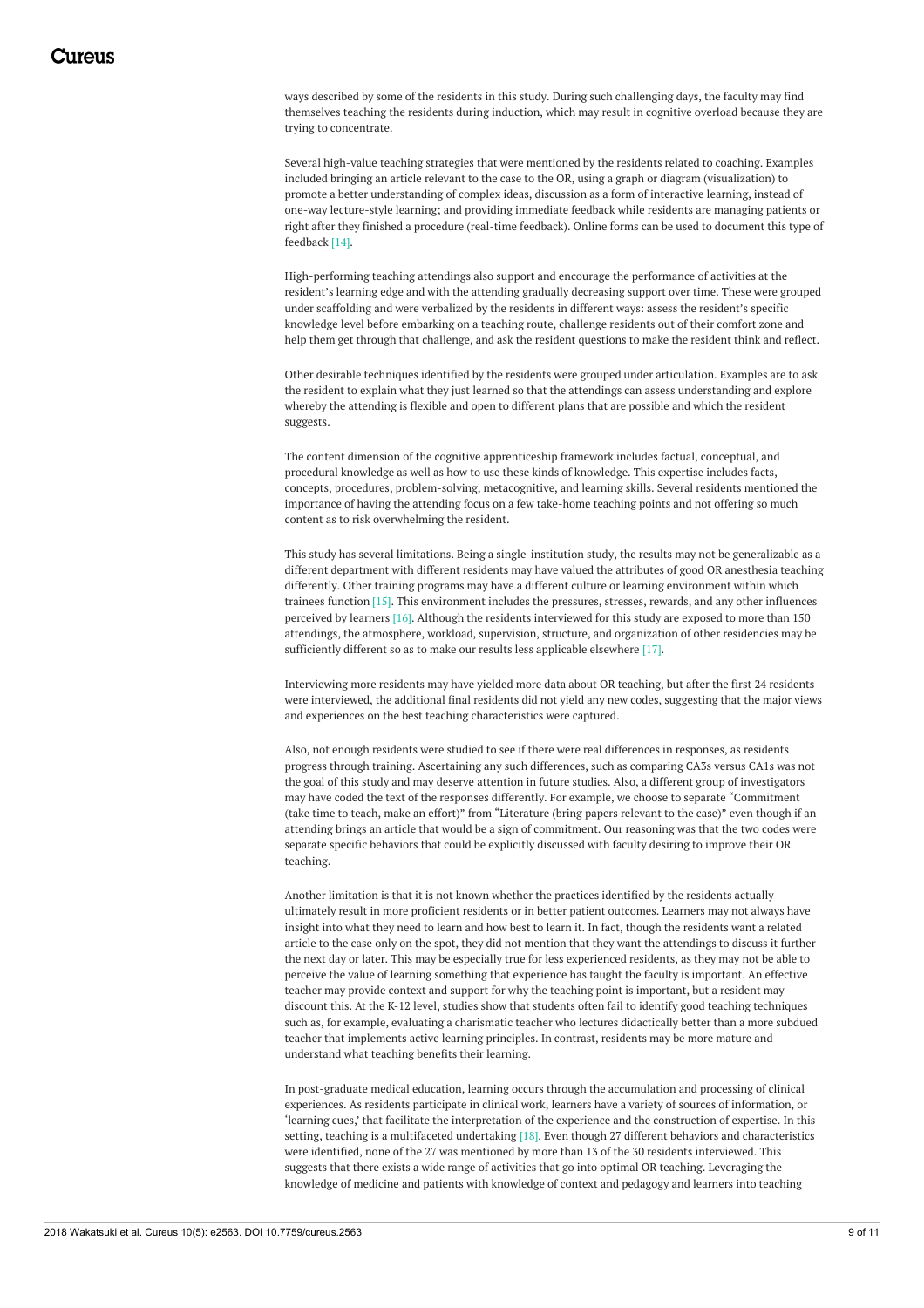ways described by some of the residents in this study. During such challenging days, the faculty may find themselves teaching the residents during induction, which may result in cognitive overload because they are trying to concentrate.

Several high-value teaching strategies that were mentioned by the residents related to coaching. Examples included bringing an article relevant to the case to the OR, using a graph or diagram (visualization) to promote a better understanding of complex ideas, discussion as a form of interactive learning, instead of one-way lecture-style learning; and providing immediate feedback while residents are managing patients or right after they finished a procedure (real-time feedback). Online forms can be used to document this type of feedback [14].

High-performing teaching attendings also support and encourage the performance of activities at the resident's learning edge and with the attending gradually decreasing support over time. These were grouped under scaffolding and were verbalized by the residents in different ways: assess the resident's specific knowledge level before embarking on a teaching route, challenge residents out of their comfort zone and help them get through that challenge, and ask the resident questions to make the resident think and reflect.

Other desirable techniques identified by the residents were grouped under articulation. Examples are to ask the resident to explain what they just learned so that the attendings can assess understanding and explore whereby the attending is flexible and open to different plans that are possible and which the resident suggests.

The content dimension of the cognitive apprenticeship framework includes factual, conceptual, and procedural knowledge as well as how to use these kinds of knowledge. This expertise includes facts, concepts, procedures, problem-solving, metacognitive, and learning skills. Several residents mentioned the importance of having the attending focus on a few take-home teaching points and not offering so much content as to risk overwhelming the resident.

This study has several limitations. Being a single-institution study, the results may not be generalizable as a different department with different residents may have valued the attributes of good OR anesthesia teaching differently. Other training programs may have a different culture or learning environment within which trainees function [15]. This environment includes the pressures, stresses, rewards, and any other influences perceived by learners [16]. Although the residents interviewed for this study are exposed to more than 150 attendings, the atmosphere, workload, supervision, structure, and organization of other residencies may be sufficiently different so as to make our results less applicable elsewhere [17].

Interviewing more residents may have yielded more data about OR teaching, but after the first 24 residents were interviewed, the additional final residents did not yield any new codes, suggesting that the major views and experiences on the best teaching characteristics were captured.

Also, not enough residents were studied to see if there were real differences in responses, as residents progress through training. Ascertaining any such differences, such as comparing CA3s versus CA1s was not the goal of this study and may deserve attention in future studies. Also, a different group of investigators may have coded the text of the responses differently. For example, we choose to separate "Commitment (take time to teach, make an effort)" from "Literature (bring papers relevant to the case)" even though if an attending brings an article that would be a sign of commitment. Our reasoning was that the two codes were separate specific behaviors that could be explicitly discussed with faculty desiring to improve their OR teaching.

Another limitation is that it is not known whether the practices identified by the residents actually ultimately result in more proficient residents or in better patient outcomes. Learners may not always have insight into what they need to learn and how best to learn it. In fact, though the residents want a related article to the case only on the spot, they did not mention that they want the attendings to discuss it further the next day or later. This may be especially true for less experienced residents, as they may not be able to perceive the value of learning something that experience has taught the faculty is important. An effective teacher may provide context and support for why the teaching point is important, but a resident may discount this. At the K-12 level, studies show that students often fail to identify good teaching techniques such as, for example, evaluating a charismatic teacher who lectures didactically better than a more subdued teacher that implements active learning principles. In contrast, residents may be more mature and understand what teaching benefits their learning.

In post-graduate medical education, learning occurs through the accumulation and processing of clinical experiences. As residents participate in clinical work, learners have a variety of sources of information, or 'learning cues,' that facilitate the interpretation of the experience and the construction of expertise. In this setting, teaching is a multifaceted undertaking [18]. Even though 27 different behaviors and characteristics were identified, none of the 27 was mentioned by more than 13 of the 30 residents interviewed. This suggests that there exists a wide range of activities that go into optimal OR teaching. Leveraging the knowledge of medicine and patients with knowledge of context and pedagogy and learners into teaching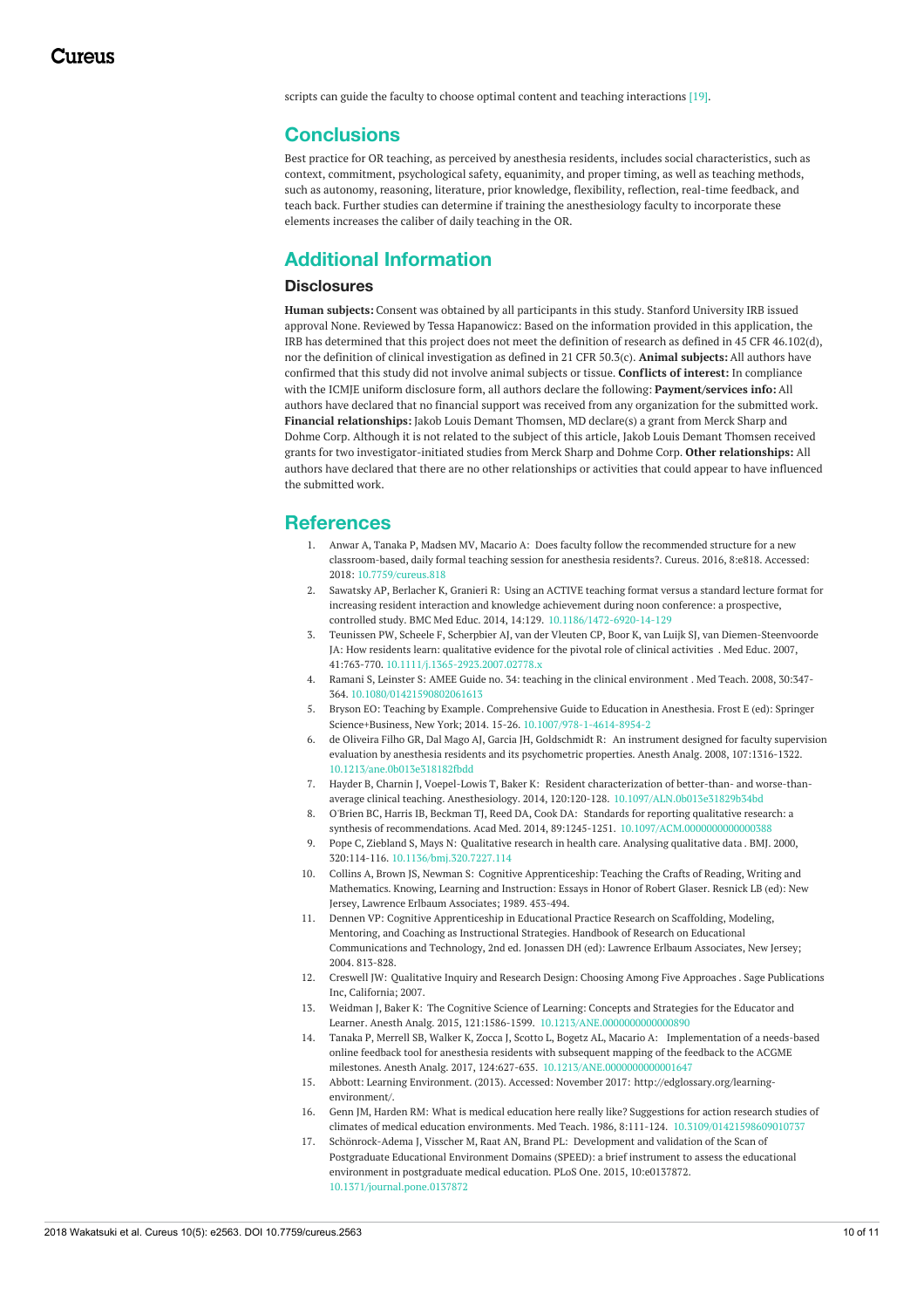scripts can guide the faculty to choose optimal content and teaching interactions [19].

## Conclusions

Best practice for OR teaching, as perceived by anesthesia residents, includes social characteristics, such as context, commitment, psychological safety, equanimity, and proper timing, as well as teaching methods, such as autonomy, reasoning, literature, prior knowledge, flexibility, reflection, real-time feedback, and teach back. Further studies can determine if training the anesthesiology faculty to incorporate these elements increases the caliber of daily teaching in the OR.

## Additional Information

### Disclosures

**Human subjects:** Consent was obtained by all participants in this study. Stanford University IRB issued approval None. Reviewed by Tessa Hapanowicz: Based on the information provided in this application, the IRB has determined that this project does not meet the definition of research as defined in 45 CFR 46.102(d), nor the definition of clinical investigation as defined in 21 CFR 50.3(c). **Animal subjects:** All authors have confirmed that this study did not involve animal subjects or tissue. **Conflicts of interest:** In compliance with the ICMJE uniform disclosure form, all authors declare the following: **Payment/services info:** All authors have declared that no financial support was received from any organization for the submitted work. **Financial relationships:** Jakob Louis Demant Thomsen, MD declare(s) a grant from Merck Sharp and Dohme Corp. Although it is not related to the subject of this article, Jakob Louis Demant Thomsen received grants for two investigator-initiated studies from Merck Sharp and Dohme Corp. **Other relationships:** All authors have declared that there are no other relationships or activities that could appear to have influenced the submitted work.

## References

1. Anwar A, Tanaka P, Madsen MV, Macario A: Does faculty follow the recommended structure for a new classroom-based, daily formal teaching session for anesthesia residents?. Cureus. 2016, 8:e818. Accessed: 2018: 10.7759/cureus.818
2. Sawatsky AP, Berlacher K, Granieri R: Using an ACTIVE teaching format versus a standard lecture format for increasing resident interaction and knowledge achievement during noon conference: a prospective, controlled study. BMC Med Educ. 2014, 14:129. 10.1186/1472-6920-14-129
3. Teunissen PW, Scheele F, Scherpbier AJ, van der Vleuten CP, Boor K, van Luijk SJ, van Diemen-Steenvoorde JA: How residents learn: qualitative evidence for the pivotal role of clinical activities . Med Educ. 2007, 41:763-770. 10.1111/j.1365-2923.2007.02778.x
4. Ramani S, Leinster S: AMEE Guide no. 34: teaching in the clinical environment . Med Teach. 2008, 30:347-364. 10.1080/01421590802061613
5. Bryson EO: Teaching by Example. Comprehensive Guide to Education in Anesthesia. Frost E (ed): Springer Science+Business, New York; 2014. 15-26. 10.1007/978-1-4614-8954-2
6. de Oliveira Filho GR, Dal Mago AJ, Garcia JH, Goldschmidt R: An instrument designed for faculty supervision evaluation by anesthesia residents and its psychometric properties. Anesth Analg. 2008, 107:1316-1322. 10.1213/ane.0b013e318182fbdd
7. Hayder B, Charnin J, Voepel-Lewis T, Baker K: Resident characterization of better-than- and worse-than-average clinical teaching. Anesthesiology. 2014, 120:120-128. 10.1097/ALN.0b013e31829b34bd
8. O'Brien BC, Harris IB, Beckman TJ, Reed DA, Cook DA: Standards for reporting qualitative research: a synthesis of recommendations. Acad Med. 2014, 89:1245-1251. 10.1097/ACM.0000000000000388
9. Pope C, Ziebland S, Mays N: Qualitative research in health care. Analysing qualitative data . BMJ. 2000, 320:114-116. 10.1136/bmj.320.7227.114
10. Collins A, Brown JS, Newman S: Cognitive Apprenticeship: Teaching the Crafts of Reading, Writing and Mathematics. Knowing, Learning and Instruction: Essays in Honor of Robert Glaser. Resnick LB (ed): New Jersey, Lawrence Erlbaum Associates; 1989. 453-494.
11. Dennen VP: Cognitive Apprenticeship in Educational Practice Research on Scaffolding, Modeling, Mentoring, and Coaching as Instructional Strategies. Handbook of Research on Educational Communications and Technology, 2nd ed. Jonassen DH (ed): Lawrence Erlbaum Associates, New Jersey; 2004. 813-828.
12. Creswell JW: Qualitative Inquiry and Research Design: Choosing Among Five Approaches . Sage Publications Inc, California; 2007.
13. Weidman J, Baker K: The Cognitive Science of Learning: Concepts and Strategies for the Educator and Learner. Anesth Analg. 2015, 121:1586-1599. 10.1213/ANE.0000000000000890
14. Tanaka P, Merrell SB, Walker K, Zocca J, Scotto L, Bogetz AL, Macario A: Implementation of a needs-based online feedback tool for anesthesia residents with subsequent mapping of the feedback to the ACGME milestones. Anesth Analg. 2017, 124:627-635. 10.1213/ANE.0000000000001647
15. Abbott: Learning Environment. (2013). Accessed: November 2017: http://edglossary.org/learning-environment/.
16. Genn JM, Harden RM: What is medical education here really like? Suggestions for action research studies of climates of medical education environments. Med Teach. 1986, 8:111-124. 10.3109/01421598609010737
17. Schönrock-Adema J, Visscher M, Raat AN, Brand PL: Development and validation of the Scan of Postgraduate Educational Environment Domains (SPEED): a brief instrument to assess the educational environment in postgraduate medical education. PLoS One. 2015, 10:e0137872. 10.1371/journal.pone.0137872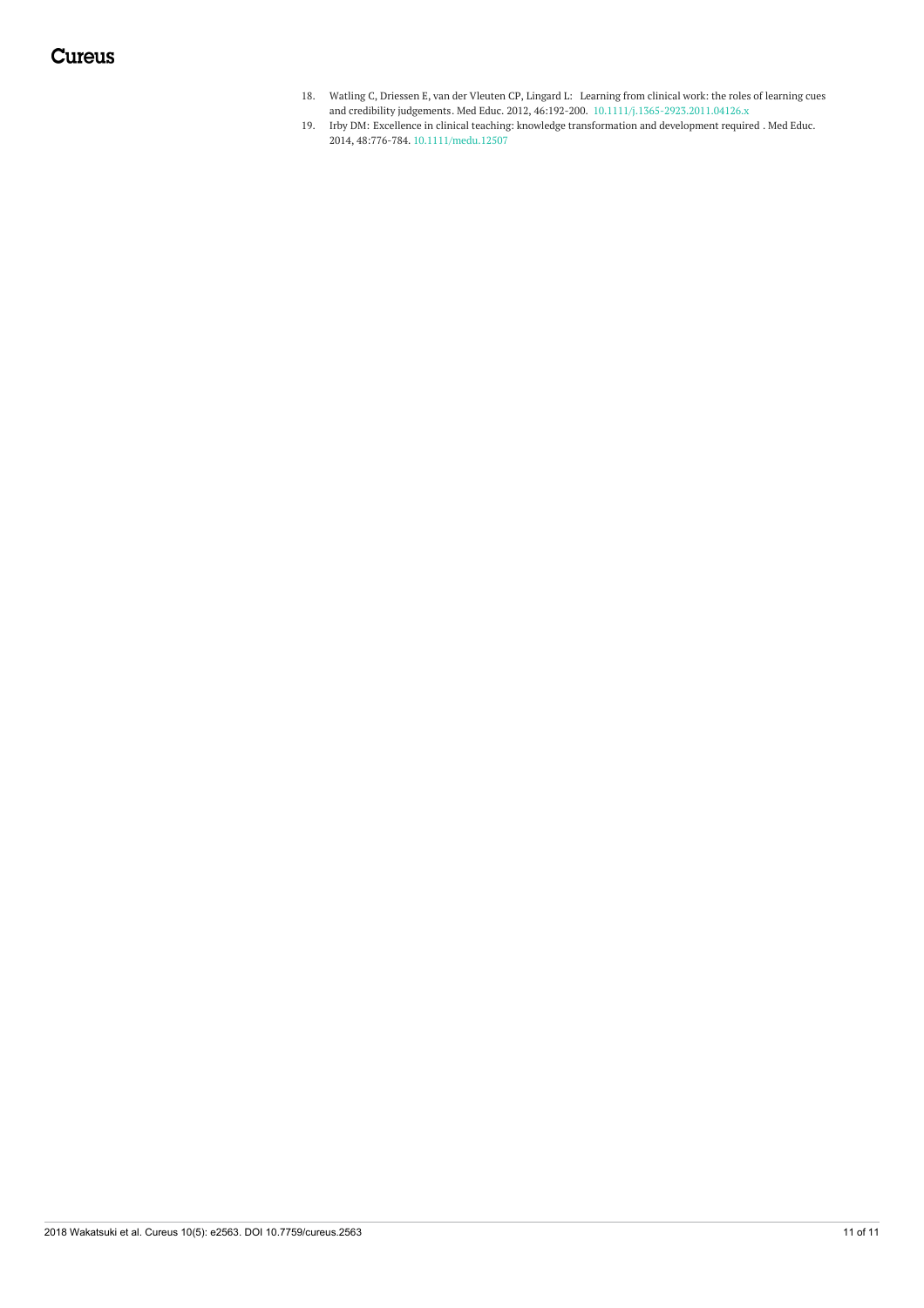18. Watling C, Driessen E, van der Vleuten CP, Lingard L: Learning from clinical work: the roles of learning cues and credibility judgements. Med Educ. 2012, 46:192-200. 10.1111/j.1365-2923.2011.04126.x
19. Irby DM: Excellence in clinical teaching: knowledge transformation and development required . Med Educ. 2014, 48:776-784. 10.1111/medu.12507